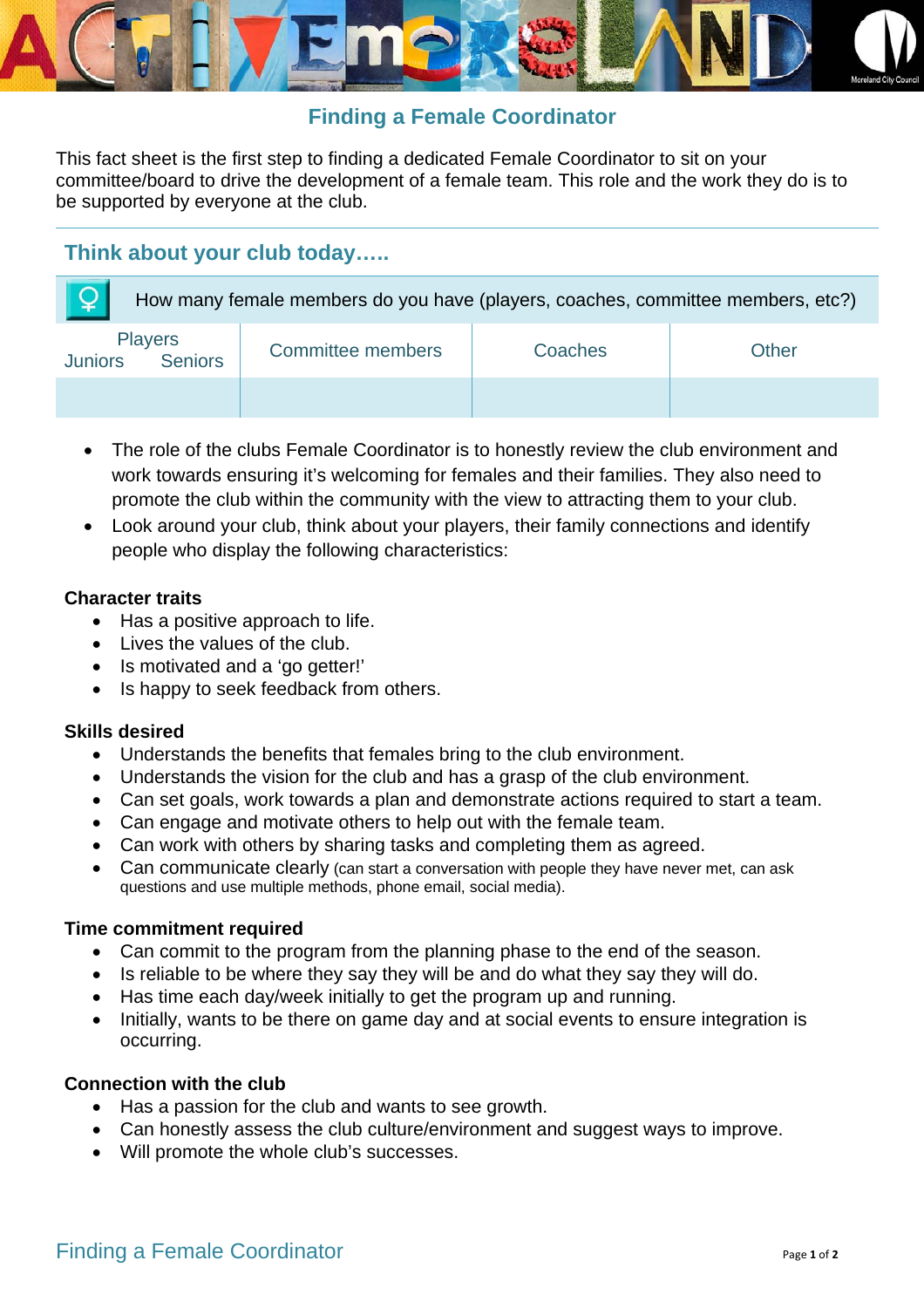# Finding a Female Coordinator

This fact sheet is the first step to finding a dedicated Female Coordinator to sit on your committee/board to drive the development of a female team. This role and the work they do is to be supported by everyone at the club.

## Think about your club today…..

♀ How many female members do you have (players, coaches, committee members, etc?)

| Players | | Committee members | Coaches | Other |
|---|---|---|---|---|
| Juniors | Seniors | | | |
| | | | | |

- The role of the clubs Female Coordinator is to honestly review the club environment and work towards ensuring it's welcoming for females and their families. They also need to promote the club within the community with the view to attracting them to your club.
- Look around your club, think about your players, their family connections and identify people who display the following characteristics:

**Character traits**

- Has a positive approach to life.
- Lives the values of the club.
- Is motivated and a 'go getter!'
- Is happy to seek feedback from others.

**Skills desired**

- Understands the benefits that females bring to the club environment.
- Understands the vision for the club and has a grasp of the club environment.
- Can set goals, work towards a plan and demonstrate actions required to start a team.
- Can engage and motivate others to help out with the female team.
- Can work with others by sharing tasks and completing them as agreed.
- Can communicate clearly (can start a conversation with people they have never met, can ask questions and use multiple methods, phone email, social media).

**Time commitment required**

- Can commit to the program from the planning phase to the end of the season.
- Is reliable to be where they say they will be and do what they say they will do.
- Has time each day/week initially to get the program up and running.
- Initially, wants to be there on game day and at social events to ensure integration is occurring.

**Connection with the club**

- Has a passion for the club and wants to see growth.
- Can honestly assess the club culture/environment and suggest ways to improve.
- Will promote the whole club's successes.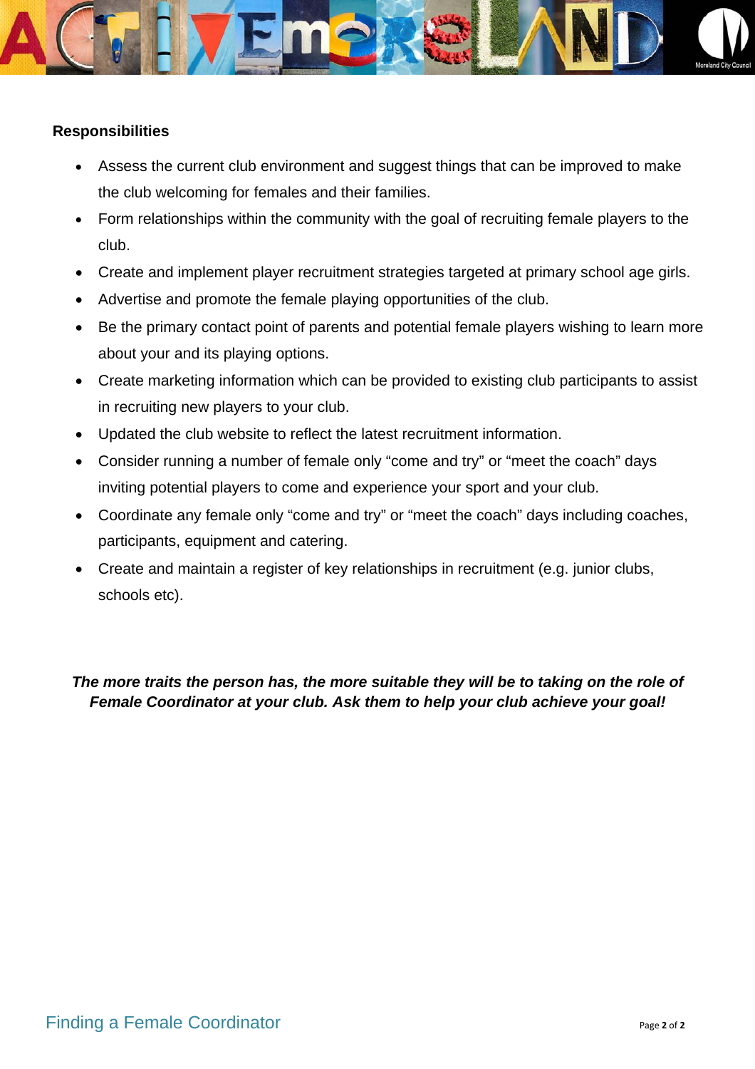**Responsibilities**

- Assess the current club environment and suggest things that can be improved to make the club welcoming for females and their families.
- Form relationships within the community with the goal of recruiting female players to the club.
- Create and implement player recruitment strategies targeted at primary school age girls.
- Advertise and promote the female playing opportunities of the club.
- Be the primary contact point of parents and potential female players wishing to learn more about your and its playing options.
- Create marketing information which can be provided to existing club participants to assist in recruiting new players to your club.
- Updated the club website to reflect the latest recruitment information.
- Consider running a number of female only “come and try” or “meet the coach” days inviting potential players to come and experience your sport and your club.
- Coordinate any female only “come and try” or “meet the coach” days including coaches, participants, equipment and catering.
- Create and maintain a register of key relationships in recruitment (e.g. junior clubs, schools etc).

***The more traits the person has, the more suitable they will be to taking on the role of Female Coordinator at your club. Ask them to help your club achieve your goal!***